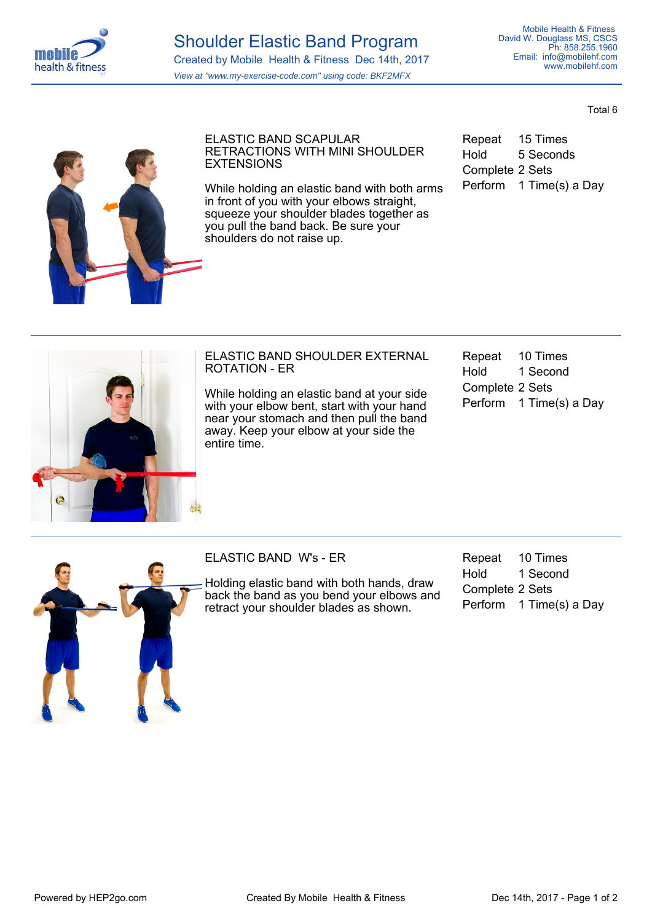# Shoulder Elastic Band Program

Created by Mobile Health & Fitness Dec 14th, 2017

*View at "www.my-exercise-code.com" using code: BKF2MFX*

Mobile Health & Fitness
David W. Douglass MS, CSCS
Ph: 858.255.1960
Email: info@mobilehf.com
www.mobilehf.com

Total 6

---

## ELASTIC BAND SCAPULAR RETRACTIONS WITH MINI SHOULDER EXTENSIONS

While holding an elastic band with both arms in front of you with your elbows straight, squeeze your shoulder blades together as you pull the band back. Be sure your shoulders do not raise up.

| | |
|---|---|
| Repeat | 15 Times |
| Hold | 5 Seconds |
| Complete | 2 Sets |
| Perform | 1 Time(s) a Day |

---

## ELASTIC BAND SHOULDER EXTERNAL ROTATION - ER

While holding an elastic band at your side with your elbow bent, start with your hand near your stomach and then pull the band away. Keep your elbow at your side the entire time.

| | |
|---|---|
| Repeat | 10 Times |
| Hold | 1 Second |
| Complete | 2 Sets |
| Perform | 1 Time(s) a Day |

---

## ELASTIC BAND W's - ER

Holding elastic band with both hands, draw back the band as you bend your elbows and retract your shoulder blades as shown.

| | |
|---|---|
| Repeat | 10 Times |
| Hold | 1 Second |
| Complete | 2 Sets |
| Perform | 1 Time(s) a Day |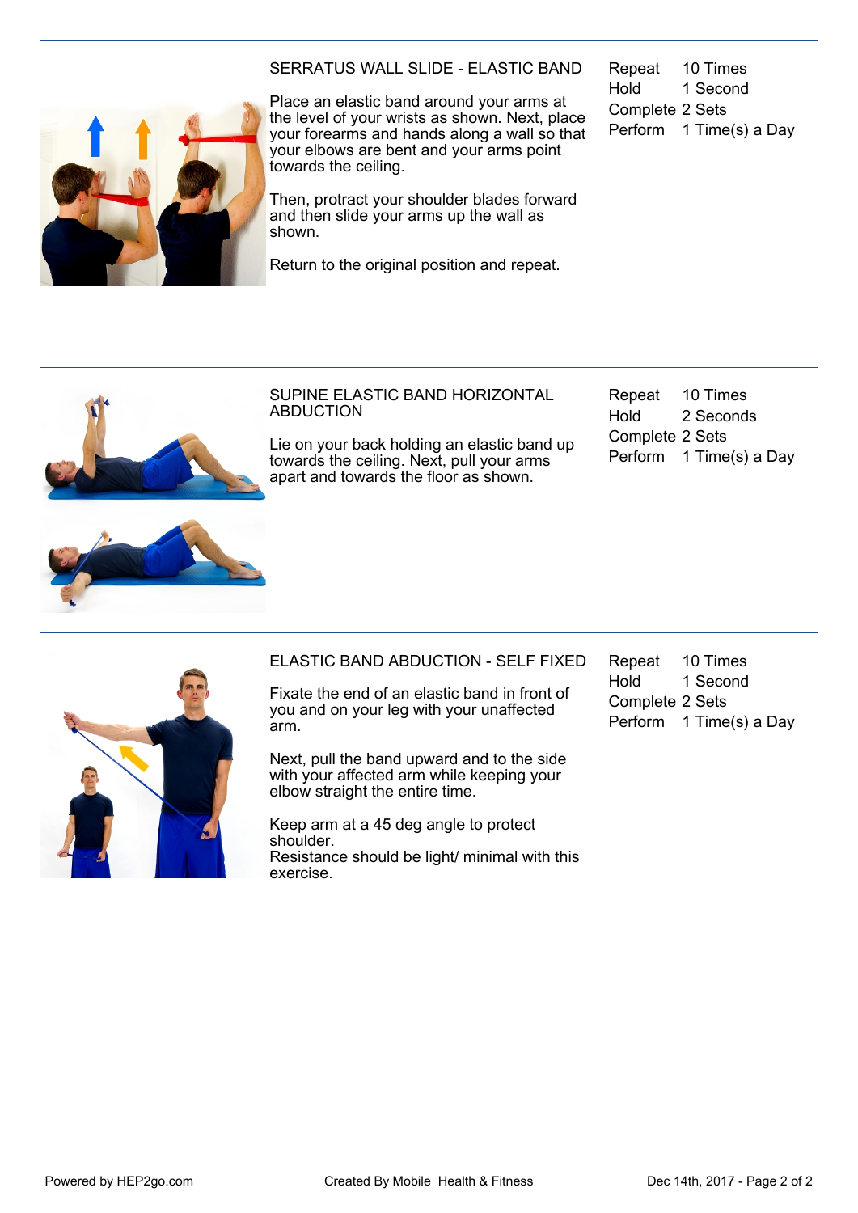## SERRATUS WALL SLIDE - ELASTIC BAND

Place an elastic band around your arms at the level of your wrists as shown. Next, place your forearms and hands along a wall so that your elbows are bent and your arms point towards the ceiling.

Then, protract your shoulder blades forward and then slide your arms up the wall as shown.

Return to the original position and repeat.

| | |
|---|---|
| Repeat | 10 Times |
| Hold | 1 Second |
| Complete | 2 Sets |
| Perform | 1 Time(s) a Day |

## SUPINE ELASTIC BAND HORIZONTAL ABDUCTION

Lie on your back holding an elastic band up towards the ceiling. Next, pull your arms apart and towards the floor as shown.

| | |
|---|---|
| Repeat | 10 Times |
| Hold | 2 Seconds |
| Complete | 2 Sets |
| Perform | 1 Time(s) a Day |

## ELASTIC BAND ABDUCTION - SELF FIXED

Fixate the end of an elastic band in front of you and on your leg with your unaffected arm.

Next, pull the band upward and to the side with your affected arm while keeping your elbow straight the entire time.

Keep arm at a 45 deg angle to protect shoulder.
Resistance should be light/ minimal with this exercise.

| | |
|---|---|
| Repeat | 10 Times |
| Hold | 1 Second |
| Complete | 2 Sets |
| Perform | 1 Time(s) a Day |

Powered by HEP2go.com    Created By Mobile Health & Fitness    Dec 14th, 2017